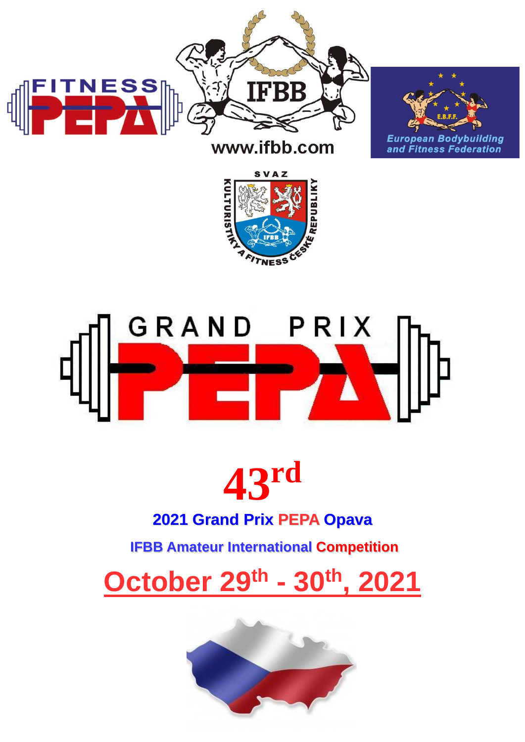FITNESS PEPA

IFBB

www.ifbb.com

European Bodybuilding and Fitness Federation

SVAZ KULTURISTIKY A FITNESS ČESKÉ REPUBLIKY

GRAND PRIX PEPA

# 43rd

## 2021 Grand Prix PEPA Opava

### IFBB Amateur International Competition

# October 29th - 30th, 2021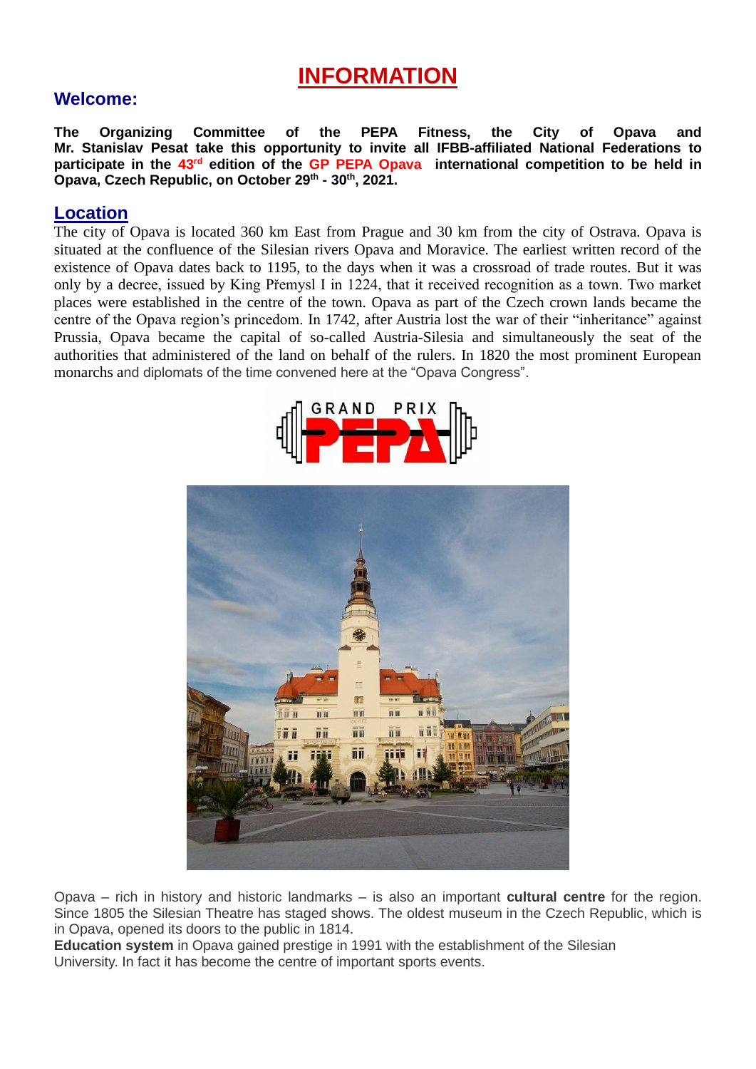# INFORMATION

## Welcome:

**The Organizing Committee of the PEPA Fitness, the City of Opava and Mr. Stanislav Pesat take this opportunity to invite all IFBB-affiliated National Federations to participate in the 43rd edition of the GP PEPA Opava international competition to be held in Opava, Czech Republic, on October 29th - 30th, 2021.**

## Location

The city of Opava is located 360 km East from Prague and 30 km from the city of Ostrava. Opava is situated at the confluence of the Silesian rivers Opava and Moravice. The earliest written record of the existence of Opava dates back to 1195, to the days when it was a crossroad of trade routes. But it was only by a decree, issued by King Přemysl I in 1224, that it received recognition as a town. Two market places were established in the centre of the town. Opava as part of the Czech crown lands became the centre of the Opava region's princedom. In 1742, after Austria lost the war of their "inheritance" against Prussia, Opava became the capital of so-called Austria-Silesia and simultaneously the seat of the authorities that administered of the land on behalf of the rulers. In 1820 the most prominent European monarchs and diplomats of the time convened here at the "Opava Congress".

Opava – rich in history and historic landmarks – is also an important **cultural centre** for the region. Since 1805 the Silesian Theatre has staged shows. The oldest museum in the Czech Republic, which is in Opava, opened its doors to the public in 1814.

**Education system** in Opava gained prestige in 1991 with the establishment of the Silesian University. In fact it has become the centre of important sports events.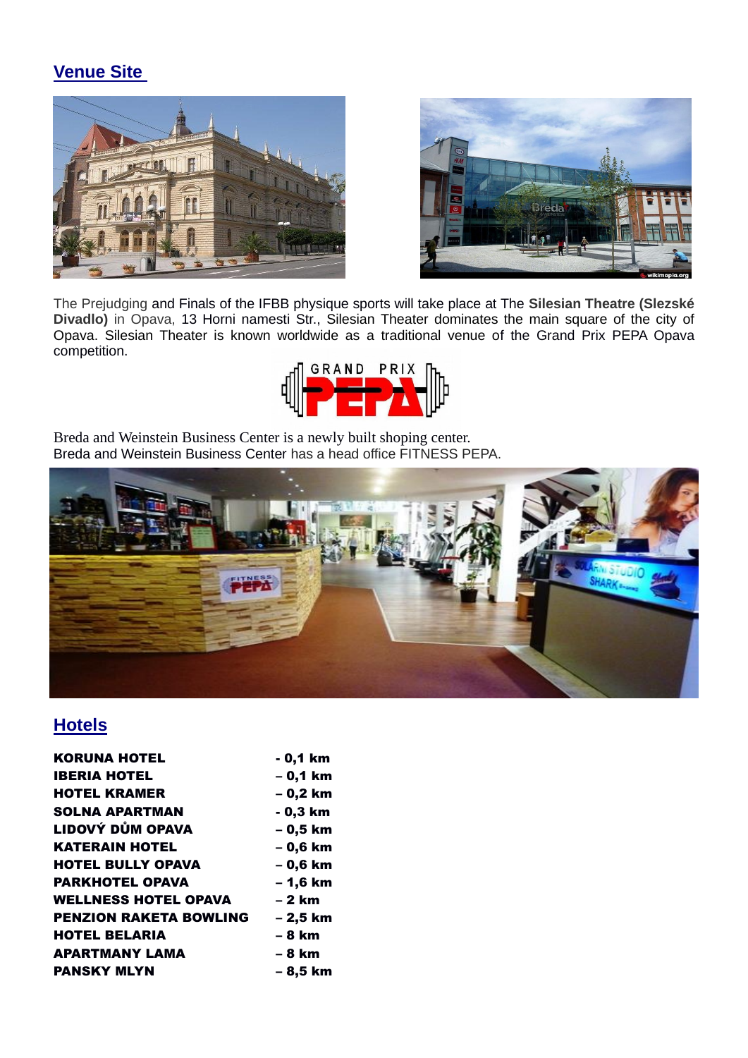## Venue Site

The Prejudging and Finals of the IFBB physique sports will take place at The **Silesian Theatre (Slezské Divadlo)** in Opava, 13 Horni namesti Str., Silesian Theater dominates the main square of the city of Opava. Silesian Theater is known worldwide as a traditional venue of the Grand Prix PEPA Opava competition.

Breda and Weinstein Business Center is a newly built shoping center.
Breda and Weinstein Business Center has a head office FITNESS PEPA.

## Hotels

| | |
|---|---|
| **KORUNA HOTEL** | **- 0,1 km** |
| **IBERIA HOTEL** | **– 0,1 km** |
| **HOTEL KRAMER** | **– 0,2 km** |
| **SOLNA APARTMAN** | **- 0,3 km** |
| **LIDOVÝ DŮM OPAVA** | **– 0,5 km** |
| **KATERAIN HOTEL** | **– 0,6 km** |
| **HOTEL BULLY OPAVA** | **– 0,6 km** |
| **PARKHOTEL OPAVA** | **– 1,6 km** |
| **WELLNESS HOTEL OPAVA** | **– 2 km** |
| **PENZION RAKETA BOWLING** | **– 2,5 km** |
| **HOTEL BELARIA** | **– 8 km** |
| **APARTMANY LAMA** | **– 8 km** |
| **PANSKY MLYN** | **– 8,5 km** |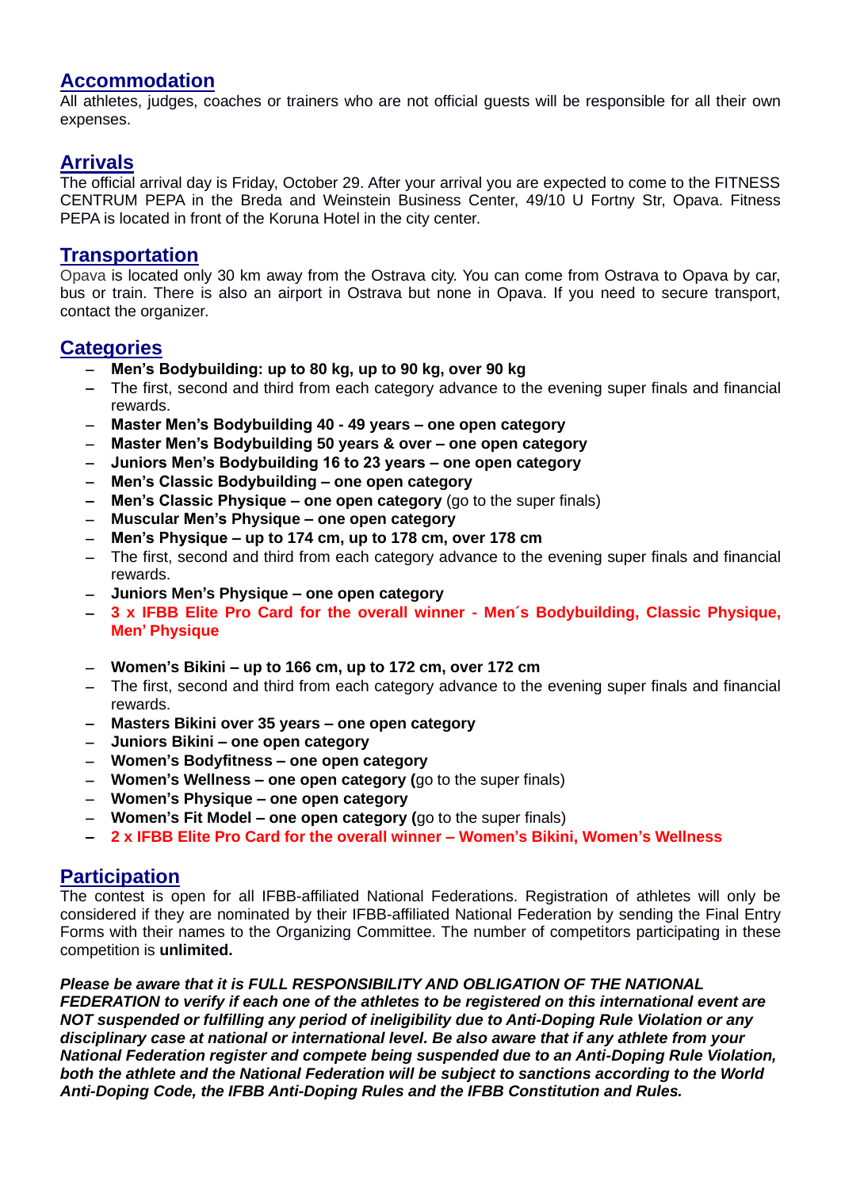## Accommodation

All athletes, judges, coaches or trainers who are not official guests will be responsible for all their own expenses.

## Arrivals

The official arrival day is Friday, October 29. After your arrival you are expected to come to the FITNESS CENTRUM PEPA in the Breda and Weinstein Business Center, 49/10 U Fortny Str, Opava. Fitness PEPA is located in front of the Koruna Hotel in the city center.

## Transportation

Opava is located only 30 km away from the Ostrava city. You can come from Ostrava to Opava by car, bus or train. There is also an airport in Ostrava but none in Opava. If you need to secure transport, contact the organizer.

## Categories

- **Men's Bodybuilding: up to 80 kg, up to 90 kg, over 90 kg**
- The first, second and third from each category advance to the evening super finals and financial rewards.
- **Master Men's Bodybuilding 40 - 49 years – one open category**
- **Master Men's Bodybuilding 50 years & over – one open category**
- **Juniors Men's Bodybuilding 16 to 23 years – one open category**
- **Men's Classic Bodybuilding – one open category**
- **Men's Classic Physique – one open category** (go to the super finals)
- **Muscular Men's Physique – one open category**
- **Men's Physique – up to 174 cm, up to 178 cm, over 178 cm**
- The first, second and third from each category advance to the evening super finals and financial rewards.
- **Juniors Men's Physique – one open category**
- **3 x IFBB Elite Pro Card for the overall winner - Men´s Bodybuilding, Classic Physique, Men' Physique**

- **Women's Bikini – up to 166 cm, up to 172 cm, over 172 cm**
- The first, second and third from each category advance to the evening super finals and financial rewards.
- **Masters Bikini over 35 years – one open category**
- **Juniors Bikini – one open category**
- **Women's Bodyfitness – one open category**
- **Women's Wellness – one open category (**go to the super finals)
- **Women's Physique – one open category**
- **Women's Fit Model – one open category (**go to the super finals)
- **2 x IFBB Elite Pro Card for the overall winner – Women's Bikini, Women's Wellness**

## Participation

The contest is open for all IFBB-affiliated National Federations. Registration of athletes will only be considered if they are nominated by their IFBB-affiliated National Federation by sending the Final Entry Forms with their names to the Organizing Committee. The number of competitors participating in these competition is **unlimited.**

***Please be aware that it is FULL RESPONSIBILITY AND OBLIGATION OF THE NATIONAL FEDERATION to verify if each one of the athletes to be registered on this international event are NOT suspended or fulfilling any period of ineligibility due to Anti-Doping Rule Violation or any disciplinary case at national or international level. Be also aware that if any athlete from your National Federation register and compete being suspended due to an Anti-Doping Rule Violation, both the athlete and the National Federation will be subject to sanctions according to the World Anti-Doping Code, the IFBB Anti-Doping Rules and the IFBB Constitution and Rules.***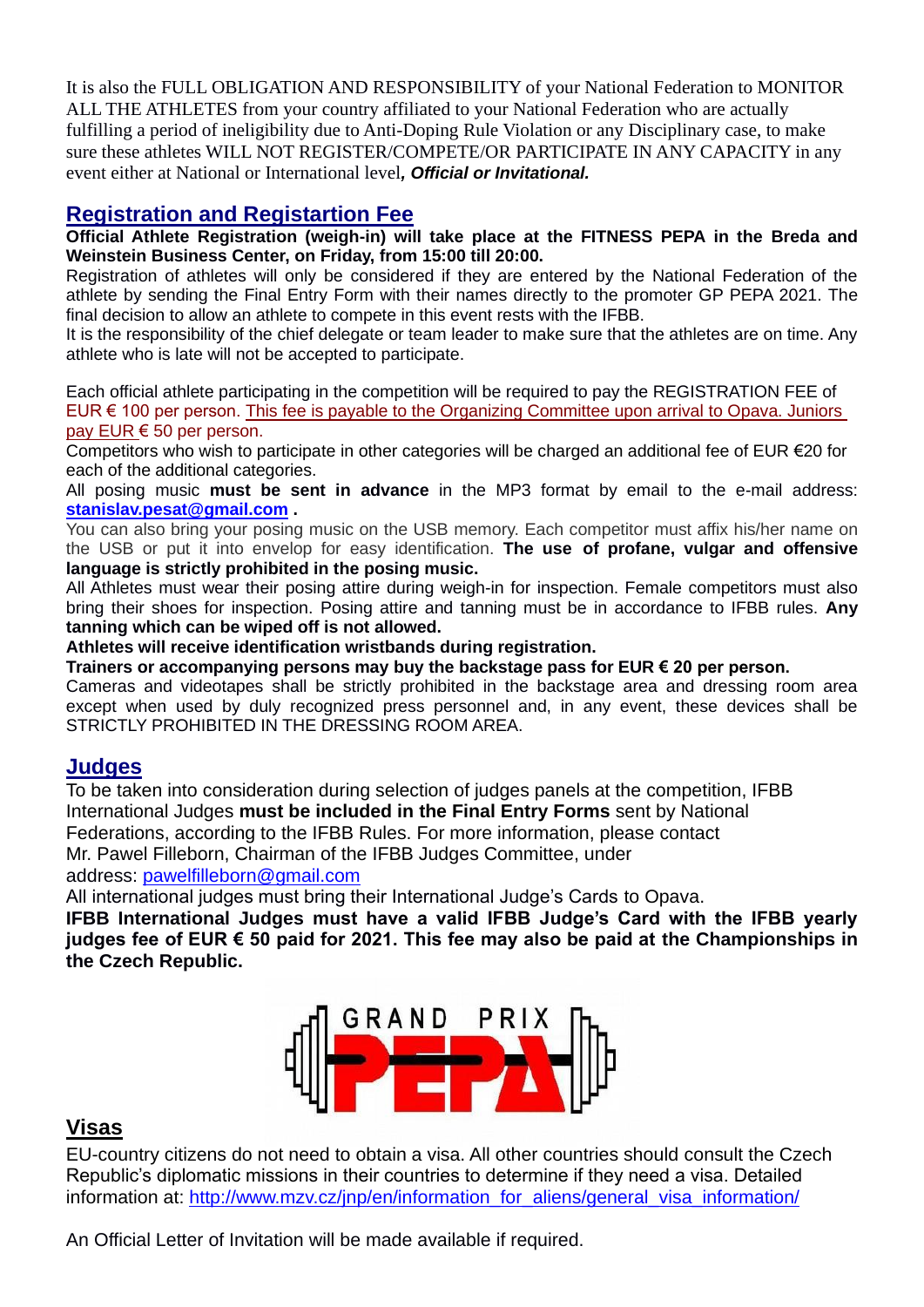It is also the FULL OBLIGATION AND RESPONSIBILITY of your National Federation to MONITOR ALL THE ATHLETES from your country affiliated to your National Federation who are actually fulfilling a period of ineligibility due to Anti-Doping Rule Violation or any Disciplinary case, to make sure these athletes WILL NOT REGISTER/COMPETE/OR PARTICIPATE IN ANY CAPACITY in any event either at National or International level*, **Official or Invitational.***

## Registration and Registartion Fee

**Official Athlete Registration (weigh-in) will take place at the FITNESS PEPA in the Breda and Weinstein Business Center, on Friday, from 15:00 till 20:00.**

Registration of athletes will only be considered if they are entered by the National Federation of the athlete by sending the Final Entry Form with their names directly to the promoter GP PEPA 2021. The final decision to allow an athlete to compete in this event rests with the IFBB.

It is the responsibility of the chief delegate or team leader to make sure that the athletes are on time. Any athlete who is late will not be accepted to participate.

Each official athlete participating in the competition will be required to pay the REGISTRATION FEE of EUR € 100 per person. This fee is payable to the Organizing Committee upon arrival to Opava. Juniors pay EUR € 50 per person.

Competitors who wish to participate in other categories will be charged an additional fee of EUR €20 for each of the additional categories.

All posing music **must be sent in advance** in the MP3 format by email to the e-mail address: **stanislav.pesat@gmail.com .**

You can also bring your posing music on the USB memory. Each competitor must affix his/her name on the USB or put it into envelop for easy identification. **The use of profane, vulgar and offensive language is strictly prohibited in the posing music.**

All Athletes must wear their posing attire during weigh-in for inspection. Female competitors must also bring their shoes for inspection. Posing attire and tanning must be in accordance to IFBB rules. **Any tanning which can be wiped off is not allowed.**

**Athletes will receive identification wristbands during registration.**

**Trainers or accompanying persons may buy the backstage pass for EUR € 20 per person.**

Cameras and videotapes shall be strictly prohibited in the backstage area and dressing room area except when used by duly recognized press personnel and, in any event, these devices shall be STRICTLY PROHIBITED IN THE DRESSING ROOM AREA.

## Judges

To be taken into consideration during selection of judges panels at the competition, IFBB International Judges **must be included in the Final Entry Forms** sent by National Federations, according to the IFBB Rules. For more information, please contact Mr. Pawel Filleborn, Chairman of the IFBB Judges Committee, under address: pawelfilleborn@gmail.com

All international judges must bring their International Judge's Cards to Opava.

**IFBB International Judges must have a valid IFBB Judge's Card with the IFBB yearly judges fee of EUR € 50 paid for 2021. This fee may also be paid at the Championships in the Czech Republic.**

GRAND PRIX PEPA

## Visas

EU-country citizens do not need to obtain a visa. All other countries should consult the Czech Republic's diplomatic missions in their countries to determine if they need a visa. Detailed information at: http://www.mzv.cz/jnp/en/information_for_aliens/general_visa_information/

An Official Letter of Invitation will be made available if required.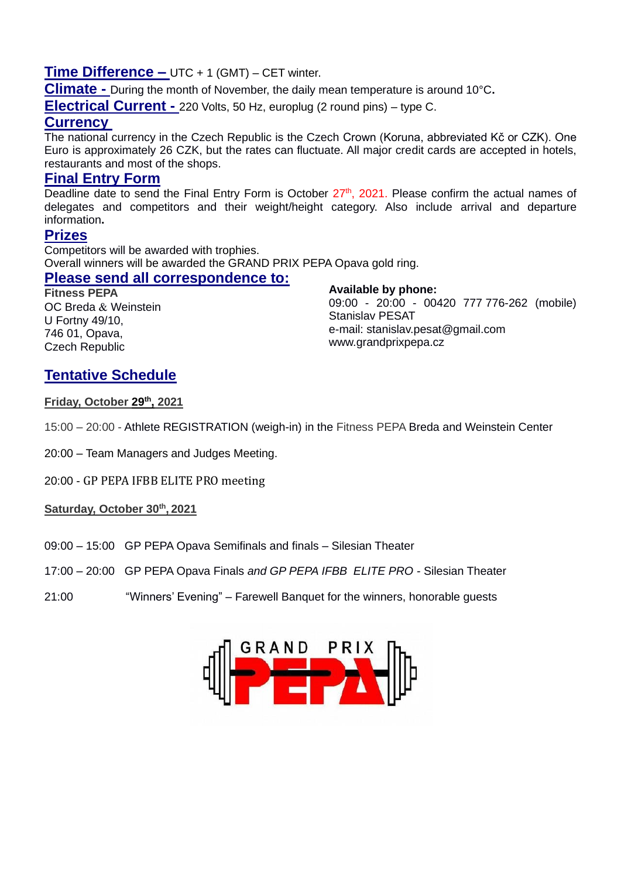**Time Difference –** UTC + 1 (GMT) – CET winter.

**Climate -** During the month of November, the daily mean temperature is around 10°C**.**

**Electrical Current -** 220 Volts, 50 Hz, europlug (2 round pins) – type C.

## Currency

The national currency in the Czech Republic is the Czech Crown (Koruna, abbreviated Kč or CZK). One Euro is approximately 26 CZK, but the rates can fluctuate. All major credit cards are accepted in hotels, restaurants and most of the shops.

## Final Entry Form

Deadline date to send the Final Entry Form is October 27th, 2021. Please confirm the actual names of delegates and competitors and their weight/height category. Also include arrival and departure information**.**

## Prizes

Competitors will be awarded with trophies.
Overall winners will be awarded the GRAND PRIX PEPA Opava gold ring.

## Please send all correspondence to:

**Fitness PEPA**
OC Breda & Weinstein
U Fortny 49/10,
746 01, Opava,
Czech Republic

**Available by phone:**
09:00 - 20:00 - 00420 777 776-262 (mobile)
Stanislav PESAT
e-mail: stanislav.pesat@gmail.com
www.grandprixpepa.cz

## Tentative Schedule

**Friday, October 29th, 2021**

15:00 – 20:00 - Athlete REGISTRATION (weigh-in) in the Fitness PEPA Breda and Weinstein Center

20:00 – Team Managers and Judges Meeting.

20:00 - GP PEPA IFBB ELITE PRO meeting

**Saturday, October 30th, 2021**

09:00 – 15:00 GP PEPA Opava Semifinals and finals – Silesian Theater

17:00 – 20:00 GP PEPA Opava Finals *and GP PEPA IFBB ELITE PRO* - Silesian Theater

21:00 "Winners' Evening" – Farewell Banquet for the winners, honorable guests

GRAND PRIX PEPA